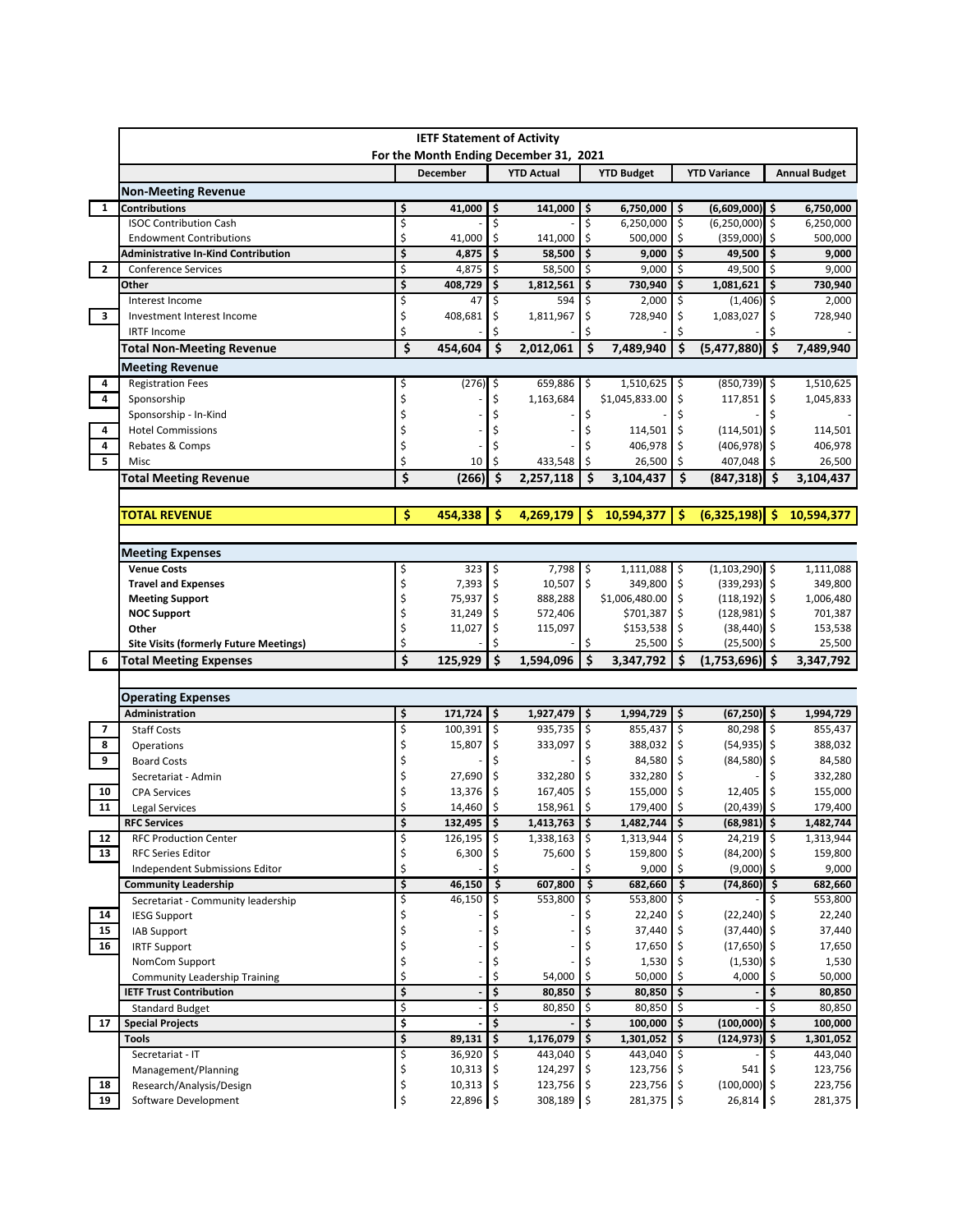# IETF Statement of Activity

## For the Month Ending December 31, 2021

| | | December | YTD Actual | YTD Budget | YTD Variance | Annual Budget |
|---|---|---|---|---|---|---|
| | **Non-Meeting Revenue** | | | | | |
| 1 | **Contributions** | **$ 41,000** | **$ 141,000** | **$ 6,750,000** | **$ (6,609,000)** | **$ 6,750,000** |
| | ISOC Contribution Cash | $ - | $ - | $ 6,250,000 | $ (6,250,000) | $ 6,250,000 |
| | Endowment Contributions | $ 41,000 | $ 141,000 | $ 500,000 | $ (359,000) | $ 500,000 |
| | **Administrative In-Kind Contribution** | **$ 4,875** | **$ 58,500** | **$ 9,000** | **$ 49,500** | **$ 9,000** |
| 2 | Conference Services | $ 4,875 | $ 58,500 | $ 9,000 | $ 49,500 | $ 9,000 |
| | **Other** | **$ 408,729** | **$ 1,812,561** | **$ 730,940** | **$ 1,081,621** | **$ 730,940** |
| | Interest Income | $ 47 | $ 594 | $ 2,000 | $ (1,406) | $ 2,000 |
| 3 | Investment Interest Income | $ 408,681 | $ 1,811,967 | $ 728,940 | $ 1,083,027 | $ 728,940 |
| | IRTF Income | $ - | $ - | $ - | $ - | $ - |
| | **Total Non-Meeting Revenue** | **$ 454,604** | **$ 2,012,061** | **$ 7,489,940** | **$ (5,477,880)** | **$ 7,489,940** |
| | **Meeting Revenue** | | | | | |
| 4 | Registration Fees | $ (276) | $ 659,886 | $ 1,510,625 | $ (850,739) | $ 1,510,625 |
| 4 | Sponsorship | $ - | $ 1,163,684 | $1,045,833.00 | $ 117,851 | $ 1,045,833 |
| | Sponsorship - In-Kind | $ - | $ - | $ - | $ - | $ - |
| 4 | Hotel Commissions | $ - | $ - | $ 114,501 | $ (114,501) | $ 114,501 |
| 4 | Rebates & Comps | $ - | $ - | $ 406,978 | $ (406,978) | $ 406,978 |
| 5 | Misc | $ 10 | $ 433,548 | $ 26,500 | $ 407,048 | $ 26,500 |
| | **Total Meeting Revenue** | **$ (266)** | **$ 2,257,118** | **$ 3,104,437** | **$ (847,318)** | **$ 3,104,437** |
| | | | | | | |
| | **TOTAL REVENUE** | **$ 454,338** | **$ 4,269,179** | **$ 10,594,377** | **$ (6,325,198)** | **$ 10,594,377** |
| | | | | | | |
| | **Meeting Expenses** | | | | | |
| | **Venue Costs** | $ 323 | $ 7,798 | $ 1,111,088 | $ (1,103,290) | $ 1,111,088 |
| | **Travel and Expenses** | $ 7,393 | $ 10,507 | $ 349,800 | $ (339,293) | $ 349,800 |
| | **Meeting Support** | $ 75,937 | $ 888,288 | $1,006,480.00 | $ (118,192) | $ 1,006,480 |
| | **NOC Support** | $ 31,249 | $ 572,406 | $701,387 | $ (128,981) | $ 701,387 |
| | **Other** | $ 11,027 | $ 115,097 | $153,538 | $ (38,440) | $ 153,538 |
| | **Site Visits (formerly Future Meetings)** | $ - | $ - | $ 25,500 | $ (25,500) | $ 25,500 |
| 6 | **Total Meeting Expenses** | **$ 125,929** | **$ 1,594,096** | **$ 3,347,792** | **$ (1,753,696)** | **$ 3,347,792** |
| | | | | | | |
| | **Operating Expenses** | | | | | |
| | **Administration** | **$ 171,724** | **$ 1,927,479** | **$ 1,994,729** | **$ (67,250)** | **$ 1,994,729** |
| 7 | Staff Costs | $ 100,391 | $ 935,735 | $ 855,437 | $ 80,298 | $ 855,437 |
| 8 | Operations | $ 15,807 | $ 333,097 | $ 388,032 | $ (54,935) | $ 388,032 |
| 9 | Board Costs | $ - | $ - | $ 84,580 | $ (84,580) | $ 84,580 |
| | Secretariat - Admin | $ 27,690 | $ 332,280 | $ 332,280 | $ - | $ 332,280 |
| 10 | CPA Services | $ 13,376 | $ 167,405 | $ 155,000 | $ 12,405 | $ 155,000 |
| 11 | Legal Services | $ 14,460 | $ 158,961 | $ 179,400 | $ (20,439) | $ 179,400 |
| | **RFC Services** | **$ 132,495** | **$ 1,413,763** | **$ 1,482,744** | **$ (68,981)** | **$ 1,482,744** |
| 12 | RFC Production Center | $ 126,195 | $ 1,338,163 | $ 1,313,944 | $ 24,219 | $ 1,313,944 |
| 13 | RFC Series Editor | $ 6,300 | $ 75,600 | $ 159,800 | $ (84,200) | $ 159,800 |
| | Independent Submissions Editor | $ - | $ - | $ 9,000 | $ (9,000) | $ 9,000 |
| | **Community Leadership** | **$ 46,150** | **$ 607,800** | **$ 682,660** | **$ (74,860)** | **$ 682,660** |
| | Secretariat - Community leadership | $ 46,150 | $ 553,800 | $ 553,800 | $ - | $ 553,800 |
| 14 | IESG Support | $ - | $ - | $ 22,240 | $ (22,240) | $ 22,240 |
| 15 | IAB Support | $ - | $ - | $ 37,440 | $ (37,440) | $ 37,440 |
| 16 | IRTF Support | $ - | $ - | $ 17,650 | $ (17,650) | $ 17,650 |
| | NomCom Support | $ - | $ - | $ 1,530 | $ (1,530) | $ 1,530 |
| | Community Leadership Training | $ - | $ 54,000 | $ 50,000 | $ 4,000 | $ 50,000 |
| | **IETF Trust Contribution** | **$ -** | **$ 80,850** | **$ 80,850** | **$ -** | **$ 80,850** |
| | Standard Budget | $ - | $ 80,850 | $ 80,850 | $ - | $ 80,850 |
| 17 | **Special Projects** | **$ -** | **$ -** | **$ 100,000** | **$ (100,000)** | **$ 100,000** |
| | **Tools** | **$ 89,131** | **$ 1,176,079** | **$ 1,301,052** | **$ (124,973)** | **$ 1,301,052** |
| | Secretariat - IT | $ 36,920 | $ 443,040 | $ 443,040 | $ - | $ 443,040 |
| | Management/Planning | $ 10,313 | $ 124,297 | $ 123,756 | $ 541 | $ 123,756 |
| 18 | Research/Analysis/Design | $ 10,313 | $ 123,756 | $ 223,756 | $ (100,000) | $ 223,756 |
| 19 | Software Development | $ 22,896 | $ 308,189 | $ 281,375 | $ 26,814 | $ 281,375 |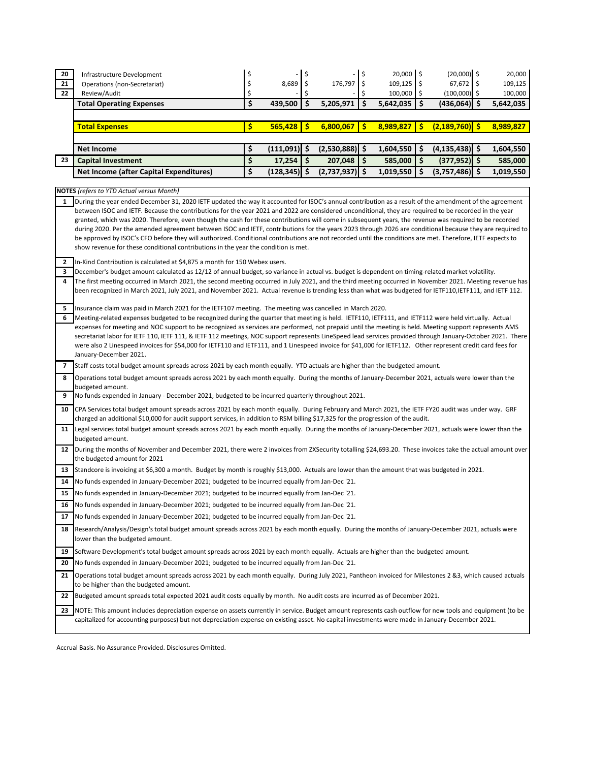| | | | | | | |
|---|---|---|---|---|---|---|
| 20 | Infrastructure Development | $ - | $ - | $ 20,000 | $ (20,000) | $ 20,000 |
| 21 | Operations (non-Secretariat) | $ 8,689 | $ 176,797 | $ 109,125 | $ 67,672 | $ 109,125 |
| 22 | Review/Audit | $ - | $ - | $ 100,000 | $ (100,000) | $ 100,000 |
| | **Total Operating Expenses** | **$ 439,500** | **$ 5,205,971** | **$ 5,642,035** | **$ (436,064)** | **$ 5,642,035** |
| | | | | | | |
| | **Total Expenses** | **$ 565,428** | **$ 6,800,067** | **$ 8,989,827** | **$ (2,189,760)** | **$ 8,989,827** |
| | | | | | | |
| | **Net Income** | **$ (111,091)** | **$ (2,530,888)** | **$ 1,604,550** | **$ (4,135,438)** | **$ 1,604,550** |
| 23 | **Capital Investment** | **$ 17,254** | **$ 207,048** | **$ 585,000** | **$ (377,952)** | **$ 585,000** |
| | **Net Income (after Capital Expenditures)** | **$ (128,345)** | **$ (2,737,937)** | **$ 1,019,550** | **$ (3,757,486)** | **$ 1,019,550** |

**NOTES** *(refers to YTD Actual versus Month)*

**1** During the year ended December 31, 2020 IETF updated the way it accounted for ISOC's annual contribution as a result of the amendment of the agreement between ISOC and IETF. Because the contributions for the year 2021 and 2022 are considered unconditional, they are required to be recorded in the year granted, which was 2020. Therefore, even though the cash for these contributions will come in subsequent years, the revenue was required to be recorded during 2020. Per the amended agreement between ISOC and IETF, contributions for the years 2023 through 2026 are conditional because they are required to be approved by ISOC's CFO before they will authorized. Conditional contributions are not recorded until the conditions are met. Therefore, IETF expects to show revenue for these conditional contributions in the year the condition is met.

**2** In-Kind Contribution is calculated at $4,875 a month for 150 Webex users.

**3** December's budget amount calculated as 12/12 of annual budget, so variance in actual vs. budget is dependent on timing-related market volatility.

**4** The first meeting occurred in March 2021, the second meeting occurred in July 2021, and the third meeting occurred in November 2021. Meeting revenue has been recognized in March 2021, July 2021, and November 2021. Actual revenue is trending less than what was budgeted for IETF110,IETF111, and IETF 112.

**5** Insurance claim was paid in March 2021 for the IETF107 meeting. The meeting was cancelled in March 2020.

**6** Meeting-related expenses budgeted to be recognized during the quarter that meeting is held. IETF110, IETF111, and IETF112 were held virtually. Actual expenses for meeting and NOC support to be recognized as services are performed, not prepaid until the meeting is held. Meeting support represents AMS secretariat labor for IETF 110, IETF 111, & IETF 112 meetings, NOC support represents LineSpeed lead services provided through January-October 2021. There were also 2 Linespeed invoices for $54,000 for IETF110 and IETF111, and 1 Linespeed invoice for $41,000 for IETF112. Other represent credit card fees for January-December 2021.

**7** Staff costs total budget amount spreads across 2021 by each month equally. YTD actuals are higher than the budgeted amount.

**8** Operations total budget amount spreads across 2021 by each month equally. During the months of January-December 2021, actuals were lower than the budgeted amount.

**9** No funds expended in January - December 2021; budgeted to be incurred quarterly throughout 2021.

**10** CPA Services total budget amount spreads across 2021 by each month equally. During February and March 2021, the IETF FY20 audit was under way. GRF charged an additional $10,000 for audit support services, in addition to RSM billing $17,325 for the progression of the audit.

**11** Legal services total budget amount spreads across 2021 by each month equally. During the months of January-December 2021, actuals were lower than the budgeted amount.

**12** During the months of November and December 2021, there were 2 invoices from ZXSecurity totalling $24,693.20. These invoices take the actual amount over the budgeted amount for 2021

**13** Standcore is invoicing at $6,300 a month. Budget by month is roughly $13,000. Actuals are lower than the amount that was budgeted in 2021.

**14** No funds expended in January-December 2021; budgeted to be incurred equally from Jan-Dec '21.

**15** No funds expended in January-December 2021; budgeted to be incurred equally from Jan-Dec '21.

**16** No funds expended in January-December 2021; budgeted to be incurred equally from Jan-Dec '21.

**17** No funds expended in January-December 2021; budgeted to be incurred equally from Jan-Dec '21.

**18** Research/Analysis/Design's total budget amount spreads across 2021 by each month equally. During the months of January-December 2021, actuals were lower than the budgeted amount.

**19** Software Development's total budget amount spreads across 2021 by each month equally. Actuals are higher than the budgeted amount.

**20** No funds expended in January-December 2021; budgeted to be incurred equally from Jan-Dec '21.

**21** Operations total budget amount spreads across 2021 by each month equally. During July 2021, Pantheon invoiced for Milestones 2 &3, which caused actuals to be higher than the budgeted amount.

**22** Budgeted amount spreads total expected 2021 audit costs equally by month. No audit costs are incurred as of December 2021.

**23** NOTE: This amount includes depreciation expense on assets currently in service. Budget amount represents cash outflow for new tools and equipment (to be capitalized for accounting purposes) but not depreciation expense on existing asset. No capital investments were made in January-December 2021.

Accrual Basis. No Assurance Provided. Disclosures Omitted.